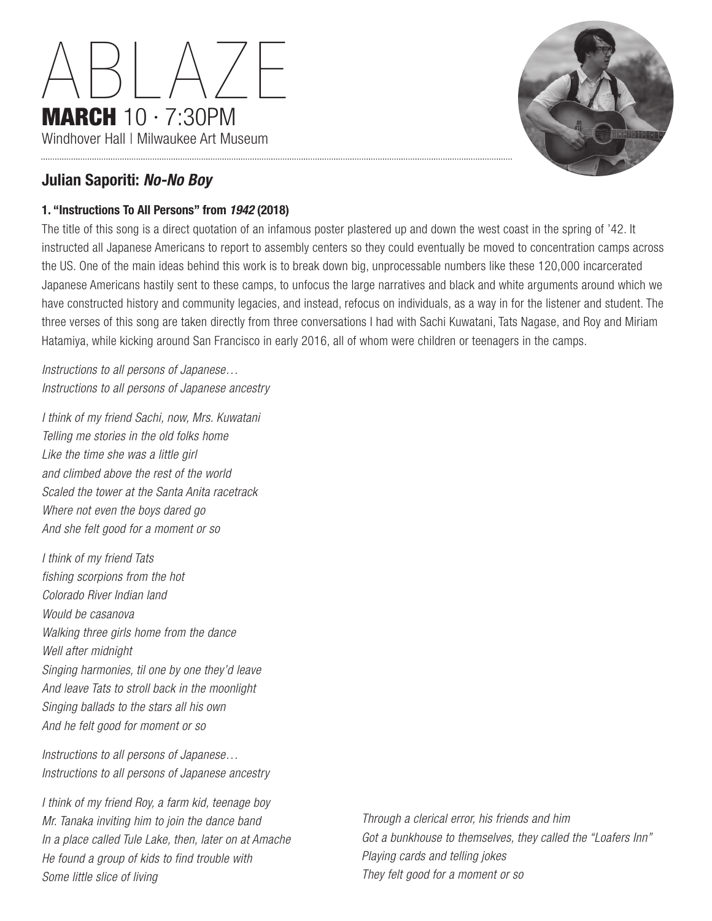# ABLAZE

**MARCH** 10 · 7:30PM

Windhover Hall | Milwaukee Art Museum

## Julian Saporiti: *No-No Boy*

### 1. "Instructions To All Persons" from *1942* (2018)

The title of this song is a direct quotation of an infamous poster plastered up and down the west coast in the spring of '42. It instructed all Japanese Americans to report to assembly centers so they could eventually be moved to concentration camps across the US. One of the main ideas behind this work is to break down big, unprocessable numbers like these 120,000 incarcerated Japanese Americans hastily sent to these camps, to unfocus the large narratives and black and white arguments around which we have constructed history and community legacies, and instead, refocus on individuals, as a way in for the listener and student. The three verses of this song are taken directly from three conversations I had with Sachi Kuwatani, Tats Nagase, and Roy and Miriam Hatamiya, while kicking around San Francisco in early 2016, all of whom were children or teenagers in the camps.

*Instructions to all persons of Japanese…*
*Instructions to all persons of Japanese ancestry*

*I think of my friend Sachi, now, Mrs. Kuwatani*
*Telling me stories in the old folks home*
*Like the time she was a little girl*
*and climbed above the rest of the world*
*Scaled the tower at the Santa Anita racetrack*
*Where not even the boys dared go*
*And she felt good for a moment or so*

*I think of my friend Tats*
*fishing scorpions from the hot*
*Colorado River Indian land*
*Would be casanova*
*Walking three girls home from the dance*
*Well after midnight*
*Singing harmonies, til one by one they'd leave*
*And leave Tats to stroll back in the moonlight*
*Singing ballads to the stars all his own*
*And he felt good for moment or so*

*Instructions to all persons of Japanese…*
*Instructions to all persons of Japanese ancestry*

*I think of my friend Roy, a farm kid, teenage boy*
*Mr. Tanaka inviting him to join the dance band*
*In a place called Tule Lake, then, later on at Amache*
*He found a group of kids to find trouble with*
*Some little slice of living*

*Through a clerical error, his friends and him*
*Got a bunkhouse to themselves, they called the "Loafers Inn"*
*Playing cards and telling jokes*
*They felt good for a moment or so*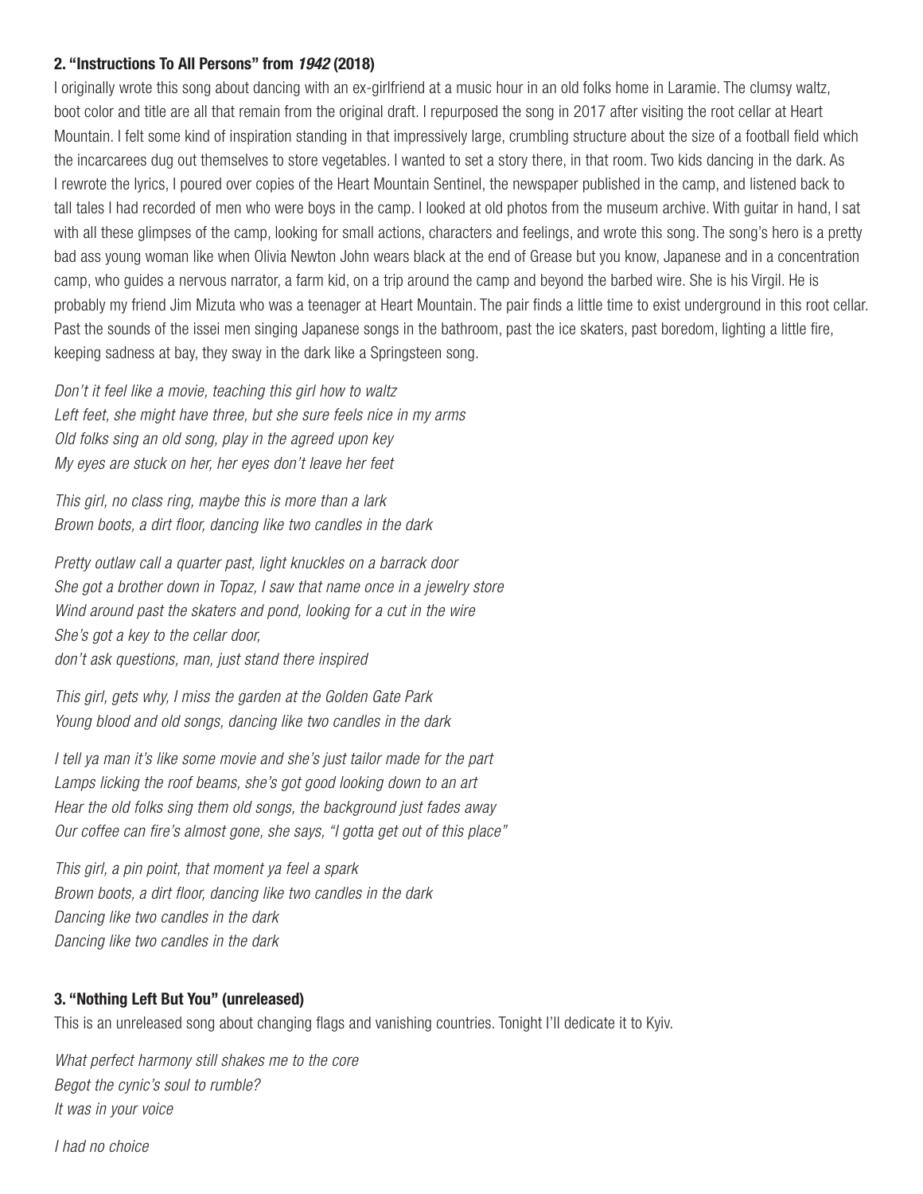### 2. "Instructions To All Persons" from *1942* (2018)

I originally wrote this song about dancing with an ex-girlfriend at a music hour in an old folks home in Laramie. The clumsy waltz, boot color and title are all that remain from the original draft. I repurposed the song in 2017 after visiting the root cellar at Heart Mountain. I felt some kind of inspiration standing in that impressively large, crumbling structure about the size of a football field which the incarcerees dug out themselves to store vegetables. I wanted to set a story there, in that room. Two kids dancing in the dark. As I rewrote the lyrics, I poured over copies of the Heart Mountain Sentinel, the newspaper published in the camp, and listened back to tall tales I had recorded of men who were boys in the camp. I looked at old photos from the museum archive. With guitar in hand, I sat with all these glimpses of the camp, looking for small actions, characters and feelings, and wrote this song. The song's hero is a pretty bad ass young woman like when Olivia Newton John wears black at the end of Grease but you know, Japanese and in a concentration camp, who guides a nervous narrator, a farm kid, on a trip around the camp and beyond the barbed wire. She is his Virgil. He is probably my friend Jim Mizuta who was a teenager at Heart Mountain. The pair finds a little time to exist underground in this root cellar. Past the sounds of the issei men singing Japanese songs in the bathroom, past the ice skaters, past boredom, lighting a little fire, keeping sadness at bay, they sway in the dark like a Springsteen song.

*Don't it feel like a movie, teaching this girl how to waltz*
*Left feet, she might have three, but she sure feels nice in my arms*
*Old folks sing an old song, play in the agreed upon key*
*My eyes are stuck on her, her eyes don't leave her feet*

*This girl, no class ring, maybe this is more than a lark*
*Brown boots, a dirt floor, dancing like two candles in the dark*

*Pretty outlaw call a quarter past, light knuckles on a barrack door*
*She got a brother down in Topaz, I saw that name once in a jewelry store*
*Wind around past the skaters and pond, looking for a cut in the wire*
*She's got a key to the cellar door,*
*don't ask questions, man, just stand there inspired*

*This girl, gets why, I miss the garden at the Golden Gate Park*
*Young blood and old songs, dancing like two candles in the dark*

*I tell ya man it's like some movie and she's just tailor made for the part*
*Lamps licking the roof beams, she's got good looking down to an art*
*Hear the old folks sing them old songs, the background just fades away*
*Our coffee can fire's almost gone, she says, "I gotta get out of this place"*

*This girl, a pin point, that moment ya feel a spark*
*Brown boots, a dirt floor, dancing like two candles in the dark*
*Dancing like two candles in the dark*
*Dancing like two candles in the dark*

### 3. "Nothing Left But You" (unreleased)

This is an unreleased song about changing flags and vanishing countries. Tonight I'll dedicate it to Kyiv.

*What perfect harmony still shakes me to the core*
*Begot the cynic's soul to rumble?*
*It was in your voice*

*I had no choice*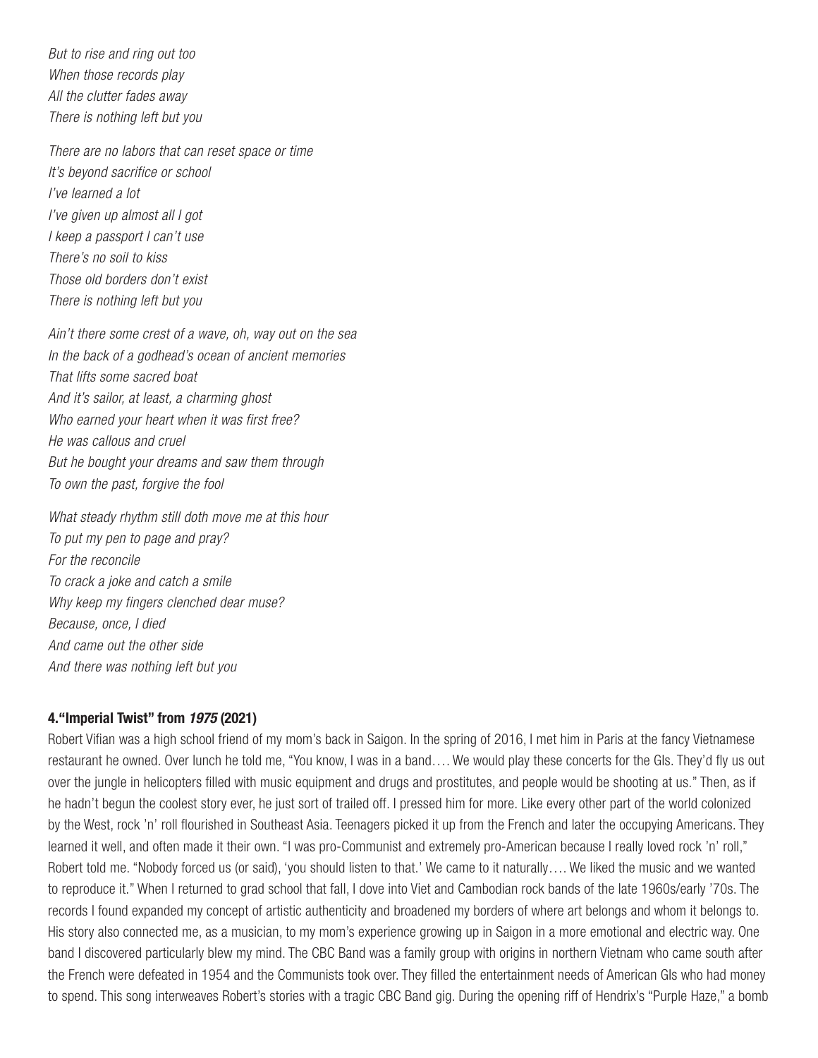*But to rise and ring out too*
*When those records play*
*All the clutter fades away*
*There is nothing left but you*

*There are no labors that can reset space or time*
*It's beyond sacrifice or school*
*I've learned a lot*
*I've given up almost all I got*
*I keep a passport I can't use*
*There's no soil to kiss*
*Those old borders don't exist*
*There is nothing left but you*

*Ain't there some crest of a wave, oh, way out on the sea*
*In the back of a godhead's ocean of ancient memories*
*That lifts some sacred boat*
*And it's sailor, at least, a charming ghost*
*Who earned your heart when it was first free?*
*He was callous and cruel*
*But he bought your dreams and saw them through*
*To own the past, forgive the fool*

*What steady rhythm still doth move me at this hour*
*To put my pen to page and pray?*
*For the reconcile*
*To crack a joke and catch a smile*
*Why keep my fingers clenched dear muse?*
*Because, once, I died*
*And came out the other side*
*And there was nothing left but you*

#### 4. "Imperial Twist" from *1975* (2021)

Robert Vifian was a high school friend of my mom's back in Saigon. In the spring of 2016, I met him in Paris at the fancy Vietnamese restaurant he owned. Over lunch he told me, "You know, I was in a band…. We would play these concerts for the GIs. They'd fly us out over the jungle in helicopters filled with music equipment and drugs and prostitutes, and people would be shooting at us." Then, as if he hadn't begun the coolest story ever, he just sort of trailed off. I pressed him for more. Like every other part of the world colonized by the West, rock 'n' roll flourished in Southeast Asia. Teenagers picked it up from the French and later the occupying Americans. They learned it well, and often made it their own. "I was pro-Communist and extremely pro-American because I really loved rock 'n' roll," Robert told me. "Nobody forced us (or said), 'you should listen to that.' We came to it naturally…. We liked the music and we wanted to reproduce it." When I returned to grad school that fall, I dove into Viet and Cambodian rock bands of the late 1960s/early '70s. The records I found expanded my concept of artistic authenticity and broadened my borders of where art belongs and whom it belongs to. His story also connected me, as a musician, to my mom's experience growing up in Saigon in a more emotional and electric way. One band I discovered particularly blew my mind. The CBC Band was a family group with origins in northern Vietnam who came south after the French were defeated in 1954 and the Communists took over. They filled the entertainment needs of American GIs who had money to spend. This song interweaves Robert's stories with a tragic CBC Band gig. During the opening riff of Hendrix's "Purple Haze," a bomb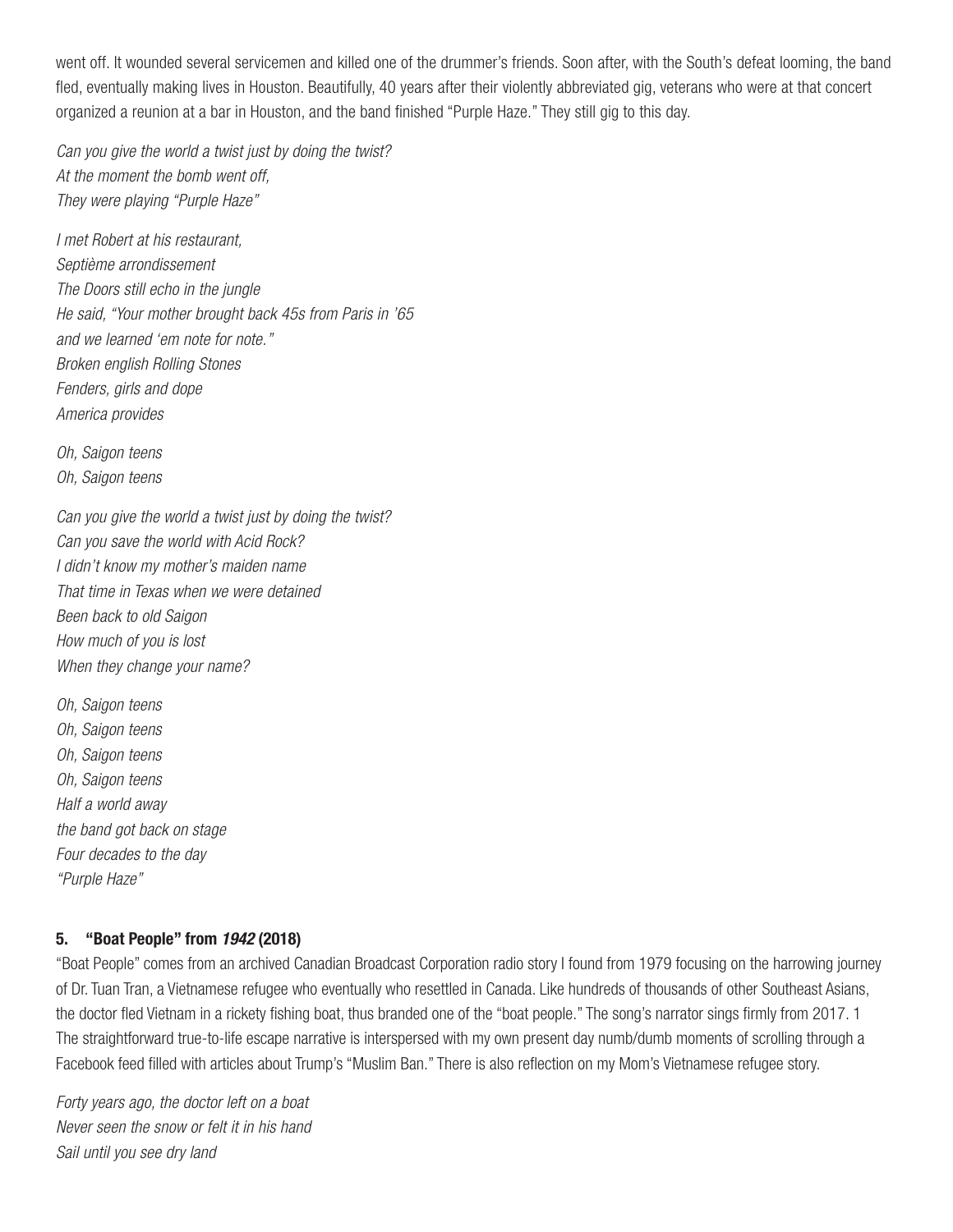went off. It wounded several servicemen and killed one of the drummer's friends. Soon after, with the South's defeat looming, the band fled, eventually making lives in Houston. Beautifully, 40 years after their violently abbreviated gig, veterans who were at that concert organized a reunion at a bar in Houston, and the band finished "Purple Haze." They still gig to this day.

*Can you give the world a twist just by doing the twist?*
*At the moment the bomb went off,*
*They were playing "Purple Haze"*

*I met Robert at his restaurant,*
*Septième arrondissement*
*The Doors still echo in the jungle*
*He said, "Your mother brought back 45s from Paris in '65*
*and we learned 'em note for note."*
*Broken english Rolling Stones*
*Fenders, girls and dope*
*America provides*

*Oh, Saigon teens*
*Oh, Saigon teens*

*Can you give the world a twist just by doing the twist?*
*Can you save the world with Acid Rock?*
*I didn't know my mother's maiden name*
*That time in Texas when we were detained*
*Been back to old Saigon*
*How much of you is lost*
*When they change your name?*

*Oh, Saigon teens*
*Oh, Saigon teens*
*Oh, Saigon teens*
*Oh, Saigon teens*
*Half a world away*
*the band got back on stage*
*Four decades to the day*
*"Purple Haze"*

### 5. "Boat People" from *1942* (2018)

"Boat People" comes from an archived Canadian Broadcast Corporation radio story I found from 1979 focusing on the harrowing journey of Dr. Tuan Tran, a Vietnamese refugee who eventually who resettled in Canada. Like hundreds of thousands of other Southeast Asians, the doctor fled Vietnam in a rickety fishing boat, thus branded one of the "boat people." The song's narrator sings firmly from 2017. 1 The straightforward true-to-life escape narrative is interspersed with my own present day numb/dumb moments of scrolling through a Facebook feed filled with articles about Trump's "Muslim Ban." There is also reflection on my Mom's Vietnamese refugee story.

*Forty years ago, the doctor left on a boat*
*Never seen the snow or felt it in his hand*
*Sail until you see dry land*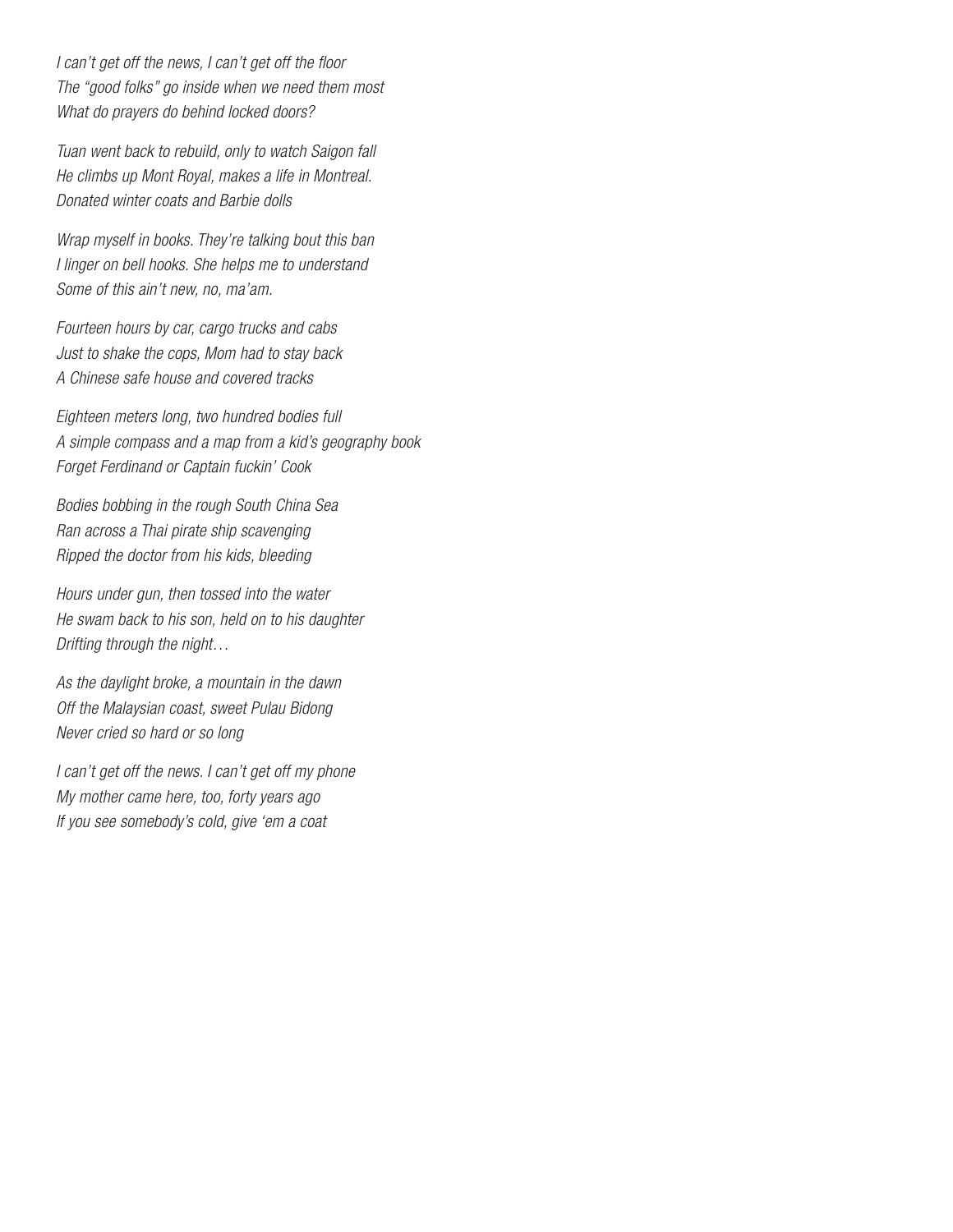*I can't get off the news, I can't get off the floor*
*The "good folks" go inside when we need them most*
*What do prayers do behind locked doors?*

*Tuan went back to rebuild, only to watch Saigon fall*
*He climbs up Mont Royal, makes a life in Montreal.*
*Donated winter coats and Barbie dolls*

*Wrap myself in books. They're talking bout this ban*
*I linger on bell hooks. She helps me to understand*
*Some of this ain't new, no, ma'am.*

*Fourteen hours by car, cargo trucks and cabs*
*Just to shake the cops, Mom had to stay back*
*A Chinese safe house and covered tracks*

*Eighteen meters long, two hundred bodies full*
*A simple compass and a map from a kid's geography book*
*Forget Ferdinand or Captain fuckin' Cook*

*Bodies bobbing in the rough South China Sea*
*Ran across a Thai pirate ship scavenging*
*Ripped the doctor from his kids, bleeding*

*Hours under gun, then tossed into the water*
*He swam back to his son, held on to his daughter*
*Drifting through the night…*

*As the daylight broke, a mountain in the dawn*
*Off the Malaysian coast, sweet Pulau Bidong*
*Never cried so hard or so long*

*I can't get off the news. I can't get off my phone*
*My mother came here, too, forty years ago*
*If you see somebody's cold, give 'em a coat*